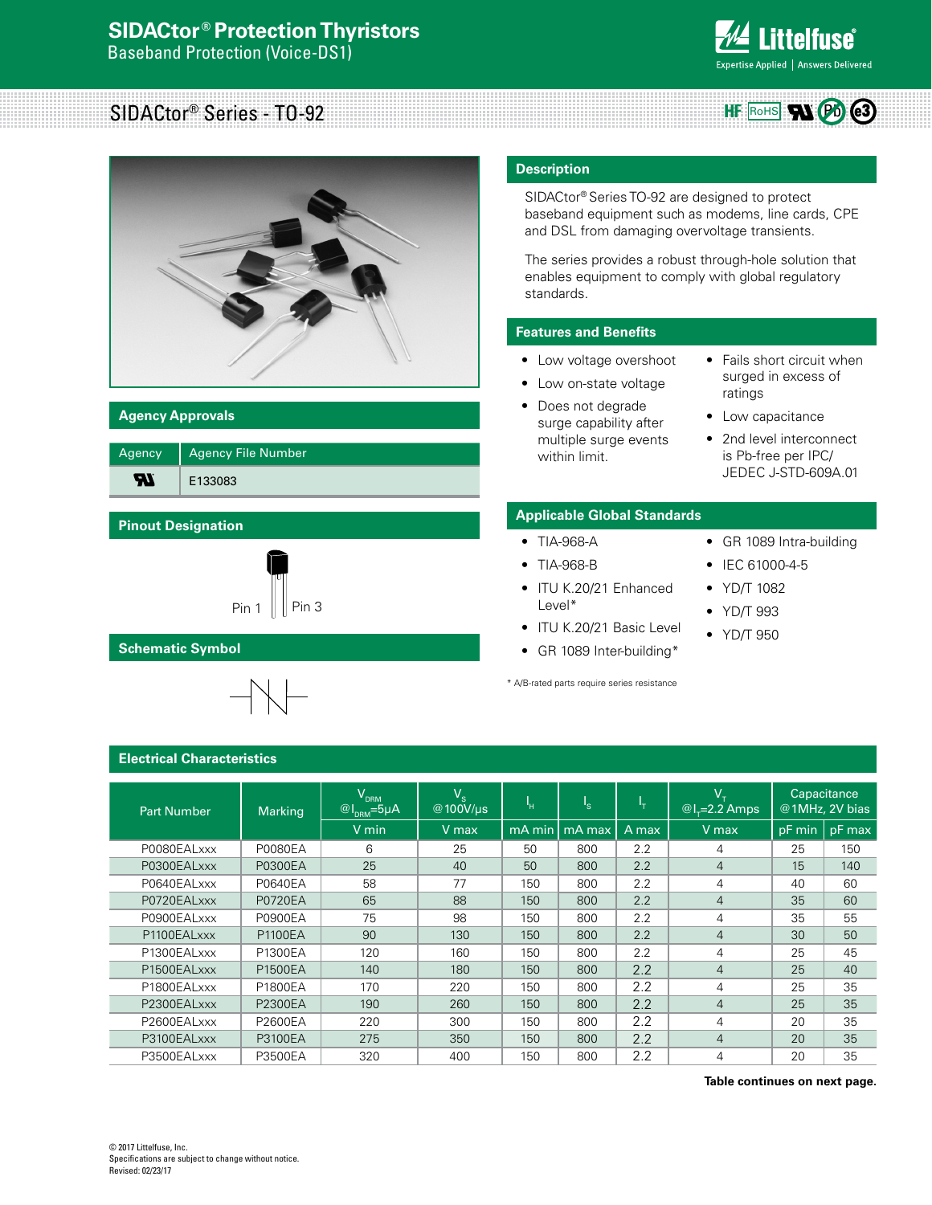# SIDACtor® Protection Thyristors

Baseband Protection (Voice-DS1)

## SIDACtor® Series - TO-92

## Description

SIDACtor® Series TO-92 are designed to protect baseband equipment such as modems, line cards, CPE and DSL from damaging overvoltage transients.

The series provides a robust through-hole solution that enables equipment to comply with global regulatory standards.

## Features and Benefits

- Low voltage overshoot
- Low on-state voltage
- Does not degrade surge capability after multiple surge events within limit.
- Fails short circuit when surged in excess of ratings
- Low capacitance
- 2nd level interconnect is Pb-free per IPC/ JEDEC J-STD-609A.01

## Agency Approvals

| Agency | Agency File Number |
|---|---|
| UL | E133083 |

## Applicable Global Standards

- TIA-968-A
- TIA-968-B
- ITU K.20/21 Enhanced Level*
- ITU K.20/21 Basic Level
- GR 1089 Inter-building*
- GR 1089 Intra-building
- IEC 61000-4-5
- YD/T 1082
- YD/T 993
- YD/T 950

* A/B-rated parts require series resistance

## Pinout Designation

Pin 1 Pin 3

## Schematic Symbol

## Electrical Characteristics

| Part Number | Marking | $V_{DRM}$ @$I_{DRM}$=5μA | $V_S$ @100V/μs | $I_H$ | $I_S$ | $I_T$ | $V_T$ @$I_T$=2.2 Amps | Capacitance @1MHz, 2V bias | |
|---|---|---|---|---|---|---|---|---|---|
| | | V min | V max | mA min | mA max | A max | V max | pF min | pF max |
| P0080EALxxx | P0080EA | 6 | 25 | 50 | 800 | 2.2 | 4 | 25 | 150 |
| P0300EALxxx | P0300EA | 25 | 40 | 50 | 800 | 2.2 | 4 | 15 | 140 |
| P0640EALxxx | P0640EA | 58 | 77 | 150 | 800 | 2.2 | 4 | 40 | 60 |
| P0720EALxxx | P0720EA | 65 | 88 | 150 | 800 | 2.2 | 4 | 35 | 60 |
| P0900EALxxx | P0900EA | 75 | 98 | 150 | 800 | 2.2 | 4 | 35 | 55 |
| P1100EALxxx | P1100EA | 90 | 130 | 150 | 800 | 2.2 | 4 | 30 | 50 |
| P1300EALxxx | P1300EA | 120 | 160 | 150 | 800 | 2.2 | 4 | 25 | 45 |
| P1500EALxxx | P1500EA | 140 | 180 | 150 | 800 | 2.2 | 4 | 25 | 40 |
| P1800EALxxx | P1800EA | 170 | 220 | 150 | 800 | 2.2 | 4 | 25 | 35 |
| P2300EALxxx | P2300EA | 190 | 260 | 150 | 800 | 2.2 | 4 | 25 | 35 |
| P2600EALxxx | P2600EA | 220 | 300 | 150 | 800 | 2.2 | 4 | 20 | 35 |
| P3100EALxxx | P3100EA | 275 | 350 | 150 | 800 | 2.2 | 4 | 20 | 35 |
| P3500EALxxx | P3500EA | 320 | 400 | 150 | 800 | 2.2 | 4 | 20 | 35 |

**Table continues on next page.**

© 2017 Littelfuse, Inc.
Specifications are subject to change without notice.
Revised: 02/23/17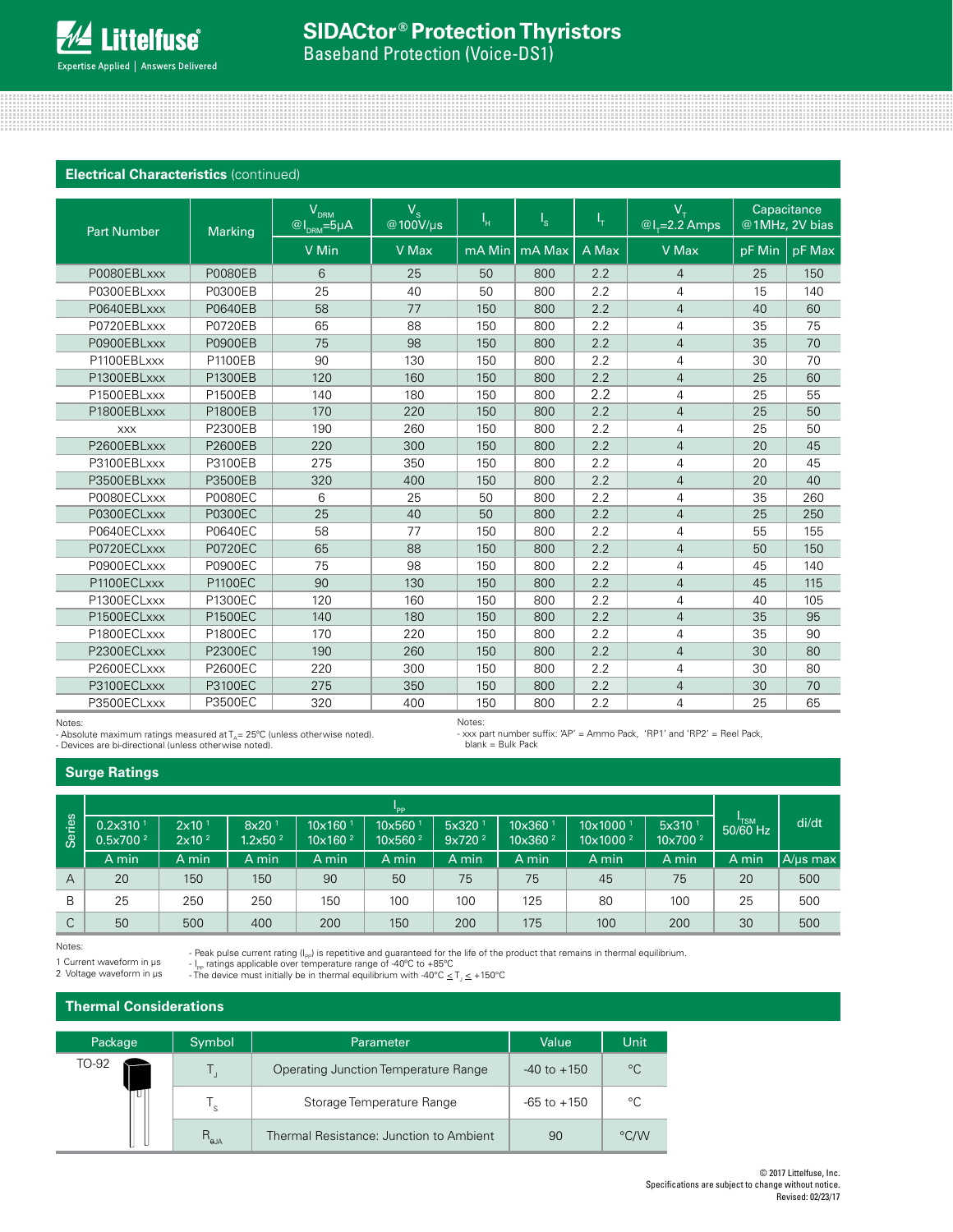## Electrical Characteristics (continued)

| Part Number | Marking | $V_{DRM}$ @$I_{DRM}$=5μA | $V_S$ @100V/μs | $I_H$ | $I_S$ | $I_T$ | $V_T$ @$I_T$=2.2 Amps | Capacitance @1MHz, 2V bias | |
|---|---|---|---|---|---|---|---|---|---|
| | | V Min | V Max | mA Min | mA Max | A Max | V Max | pF Min | pF Max |
| P0080EBLxxx | P0080EB | 6 | 25 | 50 | 800 | 2.2 | 4 | 25 | 150 |
| P0300EBLxxx | P0300EB | 25 | 40 | 50 | 800 | 2.2 | 4 | 15 | 140 |
| P0640EBLxxx | P0640EB | 58 | 77 | 150 | 800 | 2.2 | 4 | 40 | 60 |
| P0720EBLxxx | P0720EB | 65 | 88 | 150 | 800 | 2.2 | 4 | 35 | 75 |
| P0900EBLxxx | P0900EB | 75 | 98 | 150 | 800 | 2.2 | 4 | 35 | 70 |
| P1100EBLxxx | P1100EB | 90 | 130 | 150 | 800 | 2.2 | 4 | 30 | 70 |
| P1300EBLxxx | P1300EB | 120 | 160 | 150 | 800 | 2.2 | 4 | 25 | 60 |
| P1500EBLxxx | P1500EB | 140 | 180 | 150 | 800 | 2.2 | 4 | 25 | 55 |
| P1800EBLxxx | P1800EB | 170 | 220 | 150 | 800 | 2.2 | 4 | 25 | 50 |
| xxx | P2300EB | 190 | 260 | 150 | 800 | 2.2 | 4 | 25 | 50 |
| P2600EBLxxx | P2600EB | 220 | 300 | 150 | 800 | 2.2 | 4 | 20 | 45 |
| P3100EBLxxx | P3100EB | 275 | 350 | 150 | 800 | 2.2 | 4 | 20 | 45 |
| P3500EBLxxx | P3500EB | 320 | 400 | 150 | 800 | 2.2 | 4 | 20 | 40 |
| P0080ECLxxx | P0080EC | 6 | 25 | 50 | 800 | 2.2 | 4 | 35 | 260 |
| P0300ECLxxx | P0300EC | 25 | 40 | 50 | 800 | 2.2 | 4 | 25 | 250 |
| P0640ECLxxx | P0640EC | 58 | 77 | 150 | 800 | 2.2 | 4 | 55 | 155 |
| P0720ECLxxx | P0720EC | 65 | 88 | 150 | 800 | 2.2 | 4 | 50 | 150 |
| P0900ECLxxx | P0900EC | 75 | 98 | 150 | 800 | 2.2 | 4 | 45 | 140 |
| P1100ECLxxx | P1100EC | 90 | 130 | 150 | 800 | 2.2 | 4 | 45 | 115 |
| P1300ECLxxx | P1300EC | 120 | 160 | 150 | 800 | 2.2 | 4 | 40 | 105 |
| P1500ECLxxx | P1500EC | 140 | 180 | 150 | 800 | 2.2 | 4 | 35 | 95 |
| P1800ECLxxx | P1800EC | 170 | 220 | 150 | 800 | 2.2 | 4 | 35 | 90 |
| P2300ECLxxx | P2300EC | 190 | 260 | 150 | 800 | 2.2 | 4 | 30 | 80 |
| P2600ECLxxx | P2600EC | 220 | 300 | 150 | 800 | 2.2 | 4 | 30 | 80 |
| P3100ECLxxx | P3100EC | 275 | 350 | 150 | 800 | 2.2 | 4 | 30 | 70 |
| P3500ECLxxx | P3500EC | 320 | 400 | 150 | 800 | 2.2 | 4 | 25 | 65 |

Notes:
- Absolute maximum ratings measured at $T_A$= 25ºC (unless otherwise noted).
- Devices are bi-directional (unless otherwise noted).

Notes:
- xxx part number suffix: 'AP' = Ammo Pack, 'RP1' and 'RP2' = Reel Pack, blank = Bulk Pack

## Surge Ratings

| Series | $I_{PP}$ | | | | | | | | | $I_{TSM}$ 50/60 Hz | di/dt |
|---|---|---|---|---|---|---|---|---|---|---|---|
| | 0.2x310 [1] 0.5x700 [2] | 2x10 [1] 2x10 [2] | 8x20 [1] 1.2x50 [2] | 10x160 [1] 10x160 [2] | 10x560 [1] 10x560 [2] | 5x320 [1] 9x720 [2] | 10x360 [1] 10x360 [2] | 10x1000 [1] 10x1000 [2] | 5x310 [1] 10x700 [2] | | |
| | A min | A min | A min | A min | A min | A min | A min | A min | A min | A min | A/μs max |
| A | 20 | 150 | 150 | 90 | 50 | 75 | 75 | 45 | 75 | 20 | 500 |
| B | 25 | 250 | 250 | 150 | 100 | 100 | 125 | 80 | 100 | 25 | 500 |
| C | 50 | 500 | 400 | 200 | 150 | 200 | 175 | 100 | 200 | 30 | 500 |

Notes:
1 Current waveform in μs
2 Voltage waveform in μs

- Peak pulse current rating ($I_{PP}$) is repetitive and guaranteed for the life of the product that remains in thermal equilibrium.
- $I_{PP}$ ratings applicable over temperature range of -40ºC to +85ºC
- The device must initially be in thermal equilibrium with -40ºC $\leq T_J \leq$ +150ºC

## Thermal Considerations

| Package | Symbol | Parameter | Value | Unit |
|---|---|---|---|---|
| TO-92 | $T_J$ | Operating Junction Temperature Range | -40 to +150 | °C |
| | $T_S$ | Storage Temperature Range | -65 to +150 | °C |
| | $R_{\theta JA}$ | Thermal Resistance: Junction to Ambient | 90 | °C/W |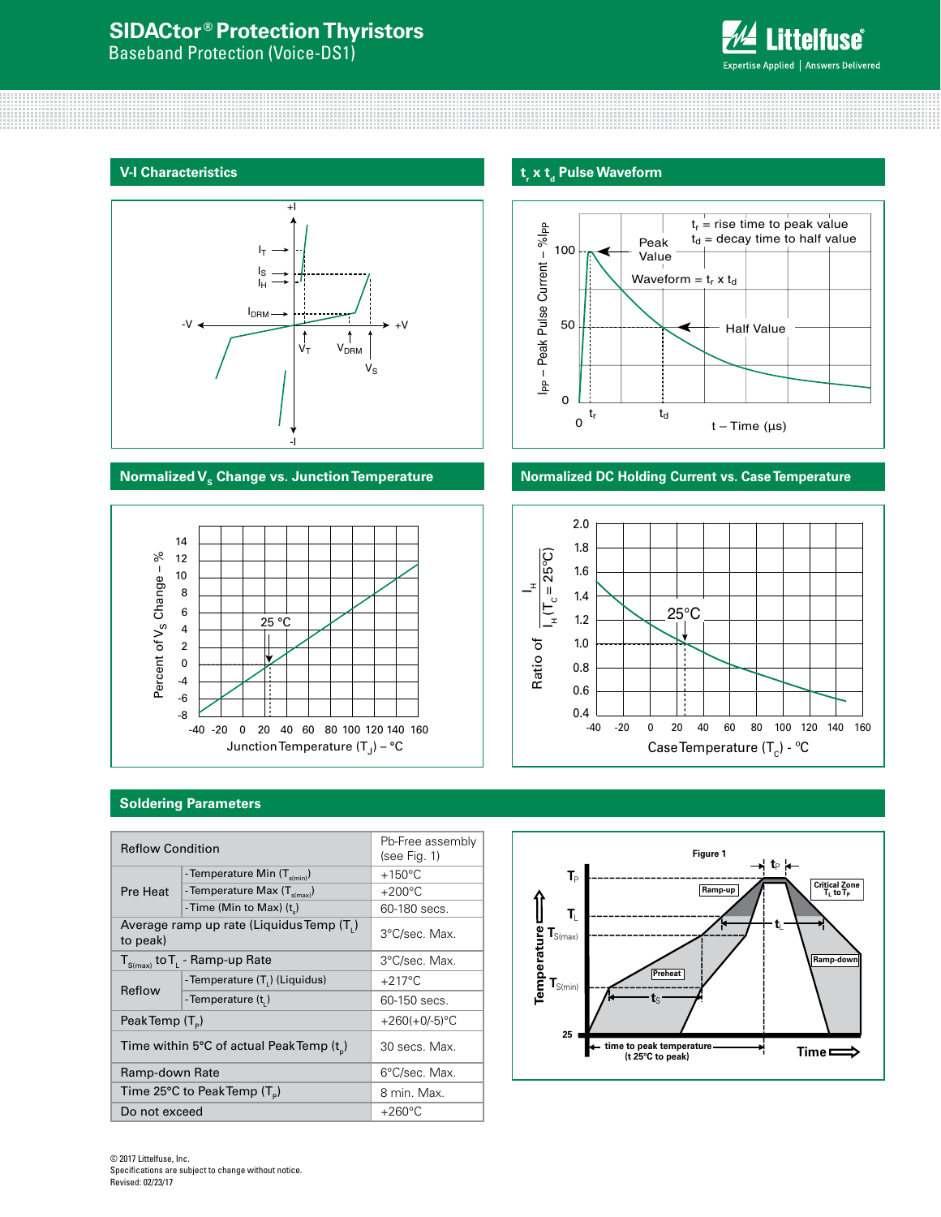## V-I Characteristics

## $t_r$ x $t_d$ Pulse Waveform

## Normalized $V_S$ Change vs. Junction Temperature

## Normalized DC Holding Current vs. Case Temperature

## Soldering Parameters

| Reflow Condition | | Pb-Free assembly (see Fig. 1) |
|---|---|---|
| Pre Heat | -Temperature Min ($T_{s(min)}$) | +150°C |
| | -Temperature Max ($T_{s(max)}$) | +200°C |
| | -Time (Min to Max) ($t_s$) | 60-180 secs. |
| Average ramp up rate (Liquidus Temp ($T_L$) to peak) | | 3°C/sec. Max. |
| $T_{S(max)}$ to $T_L$ - Ramp-up Rate | | 3°C/sec. Max. |
| Reflow | -Temperature ($T_L$) (Liquidus) | +217°C |
| | -Temperature ($t_L$) | 60-150 secs. |
| Peak Temp ($T_P$) | | +260(+0/-5)°C |
| Time within 5°C of actual Peak Temp ($t_p$) | | 30 secs. Max. |
| Ramp-down Rate | | 6°C/sec. Max. |
| Time 25°C to Peak Temp ($T_P$) | | 8 min. Max. |
| Do not exceed | | +260°C |

Figure 1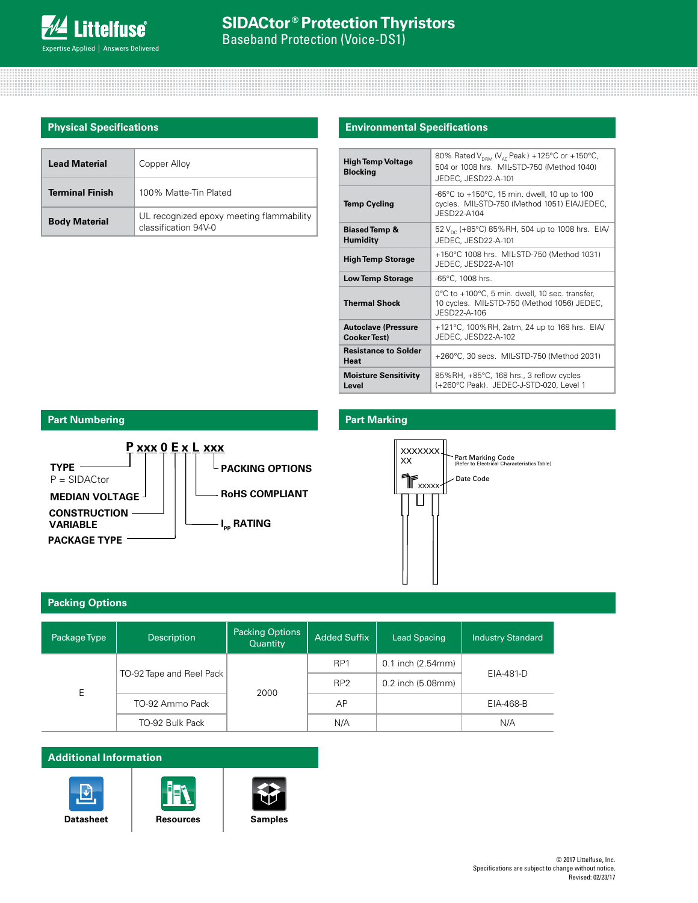# SIDACtor® Protection Thyristors

Baseband Protection (Voice-DS1)

## Physical Specifications

| | |
|---|---|
| **Lead Material** | Copper Alloy |
| **Terminal Finish** | 100% Matte-Tin Plated |
| **Body Material** | UL recognized epoxy meeting flammability classification 94V-0 |

## Environmental Specifications

| | |
|---|---|
| **High Temp Voltage Blocking** | 80% Rated $V_{DRM}$ ($V_{AC}$ Peak) +125°C or +150°C, 504 or 1008 hrs. MIL-STD-750 (Method 1040) JEDEC, JESD22-A-101 |
| **Temp Cycling** | -65°C to +150°C, 15 min. dwell, 10 up to 100 cycles. MIL-STD-750 (Method 1051) EIA/JEDEC, JESD22-A104 |
| **Biased Temp & Humidity** | 52 $V_{DC}$ (+85°C) 85%RH, 504 up to 1008 hrs. EIA/ JEDEC, JESD22-A-101 |
| **High Temp Storage** | +150°C 1008 hrs. MIL-STD-750 (Method 1031) JEDEC, JESD22-A-101 |
| **Low Temp Storage** | -65°C, 1008 hrs. |
| **Thermal Shock** | 0°C to +100°C, 5 min. dwell, 10 sec. transfer, 10 cycles. MIL-STD-750 (Method 1056) JEDEC, JESD22-A-106 |
| **Autoclave (Pressure Cooker Test)** | +121°C, 100%RH, 2atm, 24 up to 168 hrs. EIA/ JEDEC, JESD22-A-102 |
| **Resistance to Solder Heat** | +260°C, 30 secs. MIL-STD-750 (Method 2031) |
| **Moisture Sensitivity Level** | 85%RH, +85°C, 168 hrs., 3 reflow cycles (+260°C Peak). JEDEC-J-STD-020, Level 1 |

## Part Numbering

**P xxx 0 E x L xxx**

- **TYPE** — P = SIDACtor
- **MEDIAN VOLTAGE**
- **CONSTRUCTION VARIABLE**
- **PACKAGE TYPE**
- **$I_{PP}$ RATING**
- **RoHS COMPLIANT**
- **PACKING OPTIONS**

## Part Marking

XXXXXXX XX — Part Marking Code (Refer to Electrical Characteristics Table)

XXXXX — Date Code

## Packing Options

| Package Type | Description | Packing Options Quantity | Added Suffix | Lead Spacing | Industry Standard |
|---|---|---|---|---|---|
| E | TO-92 Tape and Reel Pack | 2000 | RP1 | 0.1 inch (2.54mm) | EIA-481-D |
| | | | RP2 | 0.2 inch (5.08mm) | |
| | TO-92 Ammo Pack | | AP | | EIA-468-B |
| | TO-92 Bulk Pack | | N/A | | N/A |

## Additional Information

Datasheet | Resources | Samples

© 2017 Littelfuse, Inc.
Specifications are subject to change without notice.
Revised: 02/23/17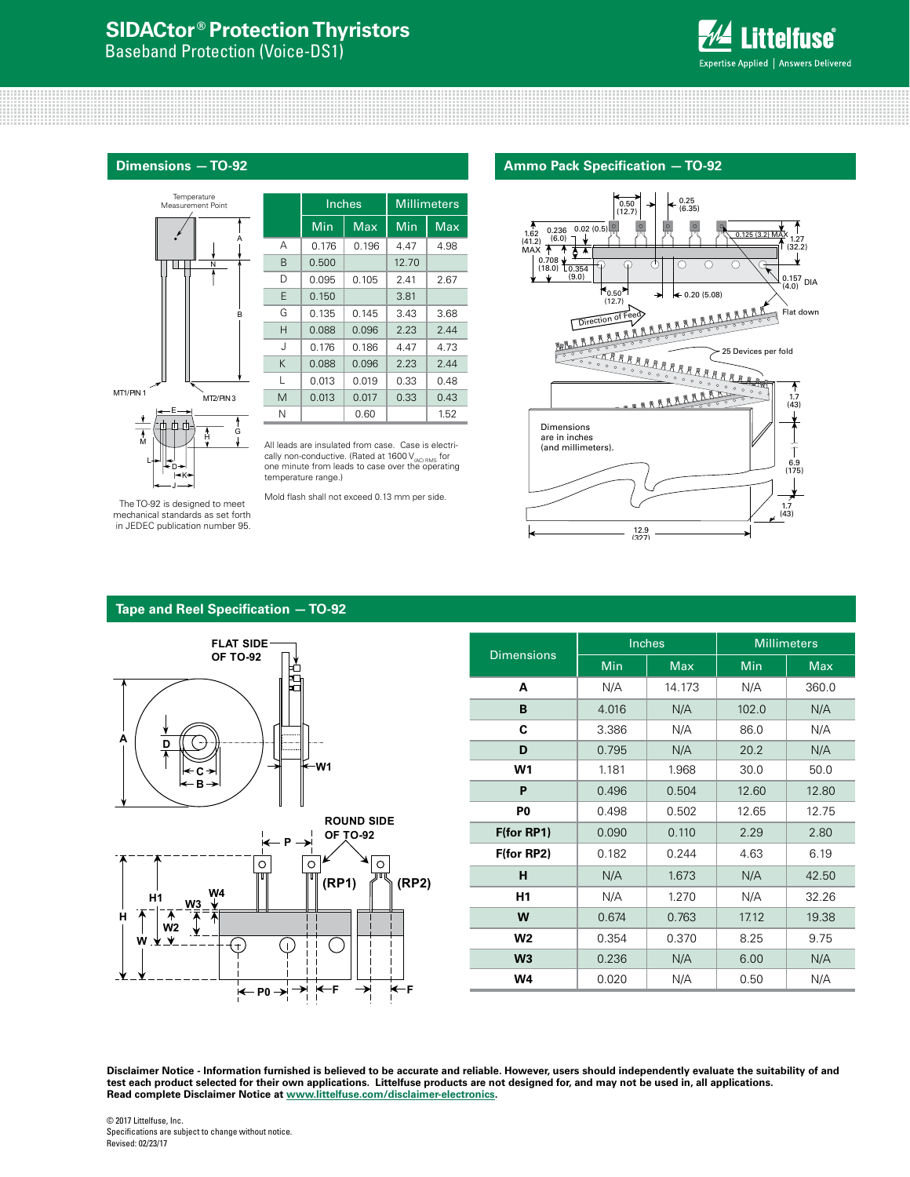## Dimensions — TO-92

Temperature Measurement Point

MT1/PIN 1

MT2/PIN 3

The TO-92 is designed to meet mechanical standards as set forth in JEDEC publication number 95.

| | Inches | | Millimeters | |
|---|---|---|---|---|
| | Min | Max | Min | Max |
| A | 0.176 | 0.196 | 4.47 | 4.98 |
| B | 0.500 | | 12.70 | |
| D | 0.095 | 0.105 | 2.41 | 2.67 |
| E | 0.150 | | 3.81 | |
| G | 0.135 | 0.145 | 3.43 | 3.68 |
| H | 0.088 | 0.096 | 2.23 | 2.44 |
| J | 0.176 | 0.186 | 4.47 | 4.73 |
| K | 0.088 | 0.096 | 2.23 | 2.44 |
| L | 0.013 | 0.019 | 0.33 | 0.48 |
| M | 0.013 | 0.017 | 0.33 | 0.43 |
| N | | 0.60 | | 1.52 |

All leads are insulated from case. Case is electrically non-conductive. (Rated at 1600 $V_{(AC) RMS}$ for one minute from leads to case over the operating temperature range.)

Mold flash shall not exceed 0.13 mm per side.

## Ammo Pack Specification — TO-92

0.50 (12.7)

0.25 (6.35)

1.62 (41.2) MAX

0.236 (6.0)

0.02 (0.5)

0.125 (3.2) MAX

1.27 (32.2)

0.708 (18.0)

0.354 (9.0)

0.157 (4.0) DIA

0.50 (12.7)

0.20 (5.08)

Direction of Feed

Flat down

25 Devices per fold

1.7 (43)

6.9 (175)

1.7 (43)

12.9 (327)

Dimensions are in inches (and millimeters).

## Tape and Reel Specification — TO-92

FLAT SIDE OF TO-92

ROUND SIDE OF TO-92

(RP1)

(RP2)

| Dimensions | Inches | | Millimeters | |
|---|---|---|---|---|
| | Min | Max | Min | Max |
| A | N/A | 14.173 | N/A | 360.0 |
| B | 4.016 | N/A | 102.0 | N/A |
| C | 3.386 | N/A | 86.0 | N/A |
| D | 0.795 | N/A | 20.2 | N/A |
| W1 | 1.181 | 1.968 | 30.0 | 50.0 |
| P | 0.496 | 0.504 | 12.60 | 12.80 |
| P0 | 0.498 | 0.502 | 12.65 | 12.75 |
| F(for RP1) | 0.090 | 0.110 | 2.29 | 2.80 |
| F(for RP2) | 0.182 | 0.244 | 4.63 | 6.19 |
| H | N/A | 1.673 | N/A | 42.50 |
| H1 | N/A | 1.270 | N/A | 32.26 |
| W | 0.674 | 0.763 | 17.12 | 19.38 |
| W2 | 0.354 | 0.370 | 8.25 | 9.75 |
| W3 | 0.236 | N/A | 6.00 | N/A |
| W4 | 0.020 | N/A | 0.50 | N/A |

**Disclaimer Notice - Information furnished is believed to be accurate and reliable. However, users should independently evaluate the suitability of and test each product selected for their own applications. Littelfuse products are not designed for, and may not be used in, all applications. Read complete Disclaimer Notice at www.littelfuse.com/disclaimer-electronics.**

© 2017 Littelfuse, Inc.
Specifications are subject to change without notice.
Revised: 02/23/17